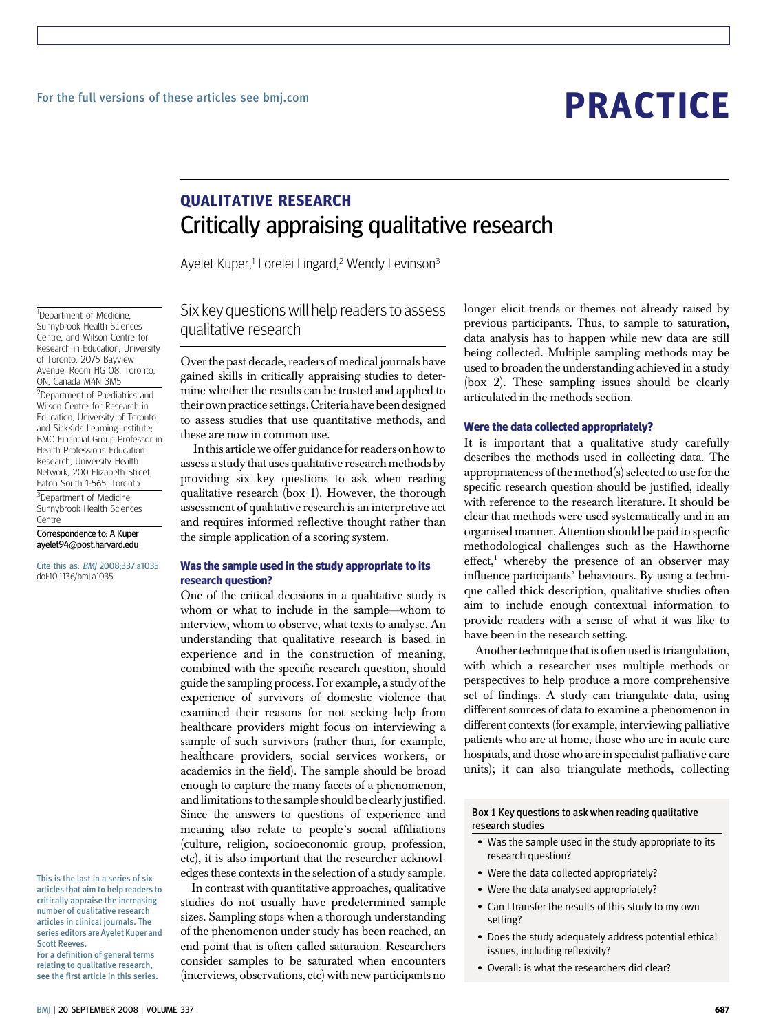# PRACTICE

## QUALITATIVE RESEARCH

# Critically appraising qualitative research

Ayelet Kuper,[1] Lorelei Lingard,[2] Wendy Levinson[3]

[1]Department of Medicine, Sunnybrook Health Sciences Centre, and Wilson Centre for Research in Education, University of Toronto, 2075 Bayview Avenue, Room HG 08, Toronto, ON, Canada M4N 3M5

[2]Department of Paediatrics and Wilson Centre for Research in Education, University of Toronto and SickKids Learning Institute; BMO Financial Group Professor in Health Professions Education Research, University Health Network, 200 Elizabeth Street, Eaton South 1-565, Toronto

[3]Department of Medicine, Sunnybrook Health Sciences Centre

Correspondence to: A Kuper ayelet94@post.harvard.edu

Cite this as: *BMJ* 2008;337:a1035 doi:10.1136/bmj.a1035

This is the last in a series of six articles that aim to help readers to critically appraise the increasing number of qualitative research articles in clinical journals. The series editors are Ayelet Kuper and Scott Reeves.

For a definition of general terms relating to qualitative research, see the first article in this series.

Six key questions will help readers to assess qualitative research

Over the past decade, readers of medical journals have gained skills in critically appraising studies to determine whether the results can be trusted and applied to their own practice settings. Criteria have been designed to assess studies that use quantitative methods, and these are now in common use.

In this article we offer guidance for readers on how to assess a study that uses qualitative research methods by providing six key questions to ask when reading qualitative research (box 1). However, the thorough assessment of qualitative research is an interpretive act and requires informed reflective thought rather than the simple application of a scoring system.

### Was the sample used in the study appropriate to its research question?

One of the critical decisions in a qualitative study is whom or what to include in the sample—whom to interview, whom to observe, what texts to analyse. An understanding that qualitative research is based in experience and in the construction of meaning, combined with the specific research question, should guide the sampling process. For example, a study of the experience of survivors of domestic violence that examined their reasons for not seeking help from healthcare providers might focus on interviewing a sample of such survivors (rather than, for example, healthcare providers, social services workers, or academics in the field). The sample should be broad enough to capture the many facets of a phenomenon, and limitations to the sample should be clearly justified. Since the answers to questions of experience and meaning also relate to people's social affiliations (culture, religion, socioeconomic group, profession, etc), it is also important that the researcher acknowledges these contexts in the selection of a study sample.

In contrast with quantitative approaches, qualitative studies do not usually have predetermined sample sizes. Sampling stops when a thorough understanding of the phenomenon under study has been reached, an end point that is often called saturation. Researchers consider samples to be saturated when encounters (interviews, observations, etc) with new participants no longer elicit trends or themes not already raised by previous participants. Thus, to sample to saturation, data analysis has to happen while new data are still being collected. Multiple sampling methods may be used to broaden the understanding achieved in a study (box 2). These sampling issues should be clearly articulated in the methods section.

### Were the data collected appropriately?

It is important that a qualitative study carefully describes the methods used in collecting data. The appropriateness of the method(s) selected to use for the specific research question should be justified, ideally with reference to the research literature. It should be clear that methods were used systematically and in an organised manner. Attention should be paid to specific methodological challenges such as the Hawthorne effect,[1] whereby the presence of an observer may influence participants' behaviours. By using a technique called thick description, qualitative studies often aim to include enough contextual information to provide readers with a sense of what it was like to have been in the research setting.

Another technique that is often used is triangulation, with which a researcher uses multiple methods or perspectives to help produce a more comprehensive set of findings. A study can triangulate data, using different sources of data to examine a phenomenon in different contexts (for example, interviewing palliative patients who are at home, those who are in acute care hospitals, and those who are in specialist palliative care units); it can also triangulate methods, collecting

**Box 1 Key questions to ask when reading qualitative research studies**

- Was the sample used in the study appropriate to its research question?
- Were the data collected appropriately?
- Were the data analysed appropriately?
- Can I transfer the results of this study to my own setting?
- Does the study adequately address potential ethical issues, including reflexivity?
- Overall: is what the researchers did clear?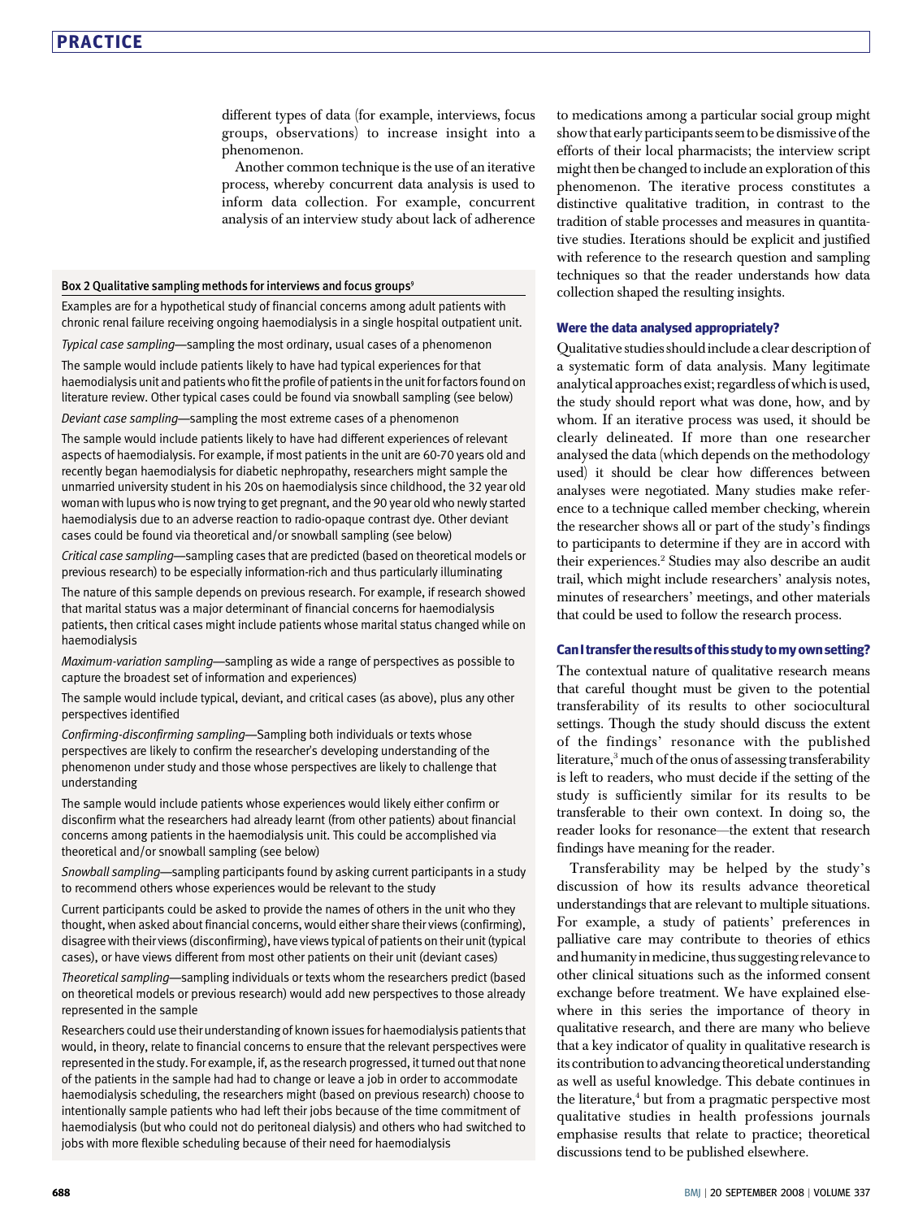different types of data (for example, interviews, focus groups, observations) to increase insight into a phenomenon.

Another common technique is the use of an iterative process, whereby concurrent data analysis is used to inform data collection. For example, concurrent analysis of an interview study about lack of adherence to medications among a particular social group might show that early participants seem to be dismissive of the efforts of their local pharmacist; the interview script might then be changed to include an exploration of this phenomenon. The iterative process constitutes a distinctive qualitative tradition, in contrast to the tradition of stable processes and measures in quantitative studies. Iterations should be explicit and justified with reference to the research question and sampling techniques so that the reader understands how data collection shaped the resulting insights.

**Box 2 Qualitative sampling methods for interviews and focus groups[9]**

Examples are for a hypothetical study of financial concerns among adult patients with chronic renal failure receiving ongoing haemodialysis in a single hospital outpatient unit.

*Typical case sampling*—sampling the most ordinary, usual cases of a phenomenon

The sample would include patients likely to have had typical experiences for that haemodialysis unit and patients who fit the profile of patients in the unit for factors found on literature review. Other typical cases could be found via snowball sampling (see below)

*Deviant case sampling*—sampling the most extreme cases of a phenomenon

The sample would include patients likely to have had different experiences of relevant aspects of haemodialysis. For example, if most patients in the unit are 60-70 years old and recently began haemodialysis for diabetic nephropathy, researchers might sample the unmarried university student in his 20s on haemodialysis since childhood, the 32 year old woman with lupus who is now trying to get pregnant, and the 90 year old who newly started haemodialysis due to an adverse reaction to radio-opaque contrast dye. Other deviant cases could be found via theoretical and/or snowball sampling (see below)

*Critical case sampling*—sampling cases that are predicted (based on theoretical models or previous research) to be especially information-rich and thus particularly illuminating

The nature of this sample depends on previous research. For example, if research showed that marital status was a major determinant of financial concerns for haemodialysis patients, then critical cases might include patients whose marital status changed while on haemodialysis

*Maximum-variation sampling*—sampling as wide a range of perspectives as possible to capture the broadest set of information and experiences)

The sample would include typical, deviant, and critical cases (as above), plus any other perspectives identified

*Confirming-disconfirming sampling*—Sampling both individuals or texts whose perspectives are likely to confirm the researcher's developing understanding of the phenomenon under study and those whose perspectives are likely to challenge that understanding

The sample would include patients whose experiences would likely either confirm or disconfirm what the researchers had already learnt (from other patients) about financial concerns among patients in the haemodialysis unit. This could be accomplished via theoretical and/or snowball sampling (see below)

*Snowball sampling*—sampling participants found by asking current participants in a study to recommend others whose experiences would be relevant to the study

Current participants could be asked to provide the names of others in the unit who they thought, when asked about financial concerns, would either share their views (confirming), disagree with their views (disconfirming), have views typical of patients on their unit (typical cases), or have views different from most other patients on their unit (deviant cases)

*Theoretical sampling*—sampling individuals or texts whom the researchers predict (based on theoretical models or previous research) would add new perspectives to those already represented in the sample

Researchers could use their understanding of known issues for haemodialysis patients that would, in theory, relate to financial concerns to ensure that the relevant perspectives were represented in the study. For example, if, as the research progressed, it turned out that none of the patients in the sample had had to change or leave a job in order to accommodate haemodialysis scheduling, the researchers might (based on previous research) choose to intentionally sample patients who had left their jobs because of the time commitment of haemodialysis (but who could not do peritoneal dialysis) and others who had switched to jobs with more flexible scheduling because of their need for haemodialysis

### Were the data analysed appropriately?

Qualitative studies should include a clear description of a systematic form of data analysis. Many legitimate analytical approaches exist; regardless of which is used, the study should report what was done, how, and by whom. If an iterative process was used, it should be clearly delineated. If more than one researcher analysed the data (which depends on the methodology used) it should be clear how differences between analyses were negotiated. Many studies make reference to a technique called member checking, wherein the researcher shows all or part of the study's findings to participants to determine if they are in accord with their experiences.[2] Studies may also describe an audit trail, which might include researchers' analysis notes, minutes of researchers' meetings, and other materials that could be used to follow the research process.

### Can I transfer the results of this study to my own setting?

The contextual nature of qualitative research means that careful thought must be given to the potential transferability of its results to other sociocultural settings. Though the study should discuss the extent of the findings' resonance with the published literature,[3] much of the onus of assessing transferability is left to readers, who must decide if the setting of the study is sufficiently similar for its results to be transferable to their own context. In doing so, the reader looks for resonance—the extent that research findings have meaning for the reader.

Transferability may be helped by the study's discussion of how its results advance theoretical understandings that are relevant to multiple situations. For example, a study of patients' preferences in palliative care may contribute to theories of ethics and humanity in medicine, thus suggesting relevance to other clinical situations such as the informed consent exchange before treatment. We have explained elsewhere in this series the importance of theory in qualitative research, and there are many who believe that a key indicator of quality in qualitative research is its contribution to advancing theoretical understanding as well as useful knowledge. This debate continues in the literature,[4] but from a pragmatic perspective most qualitative studies in health professions journals emphasise results that relate to practice; theoretical discussions tend to be published elsewhere.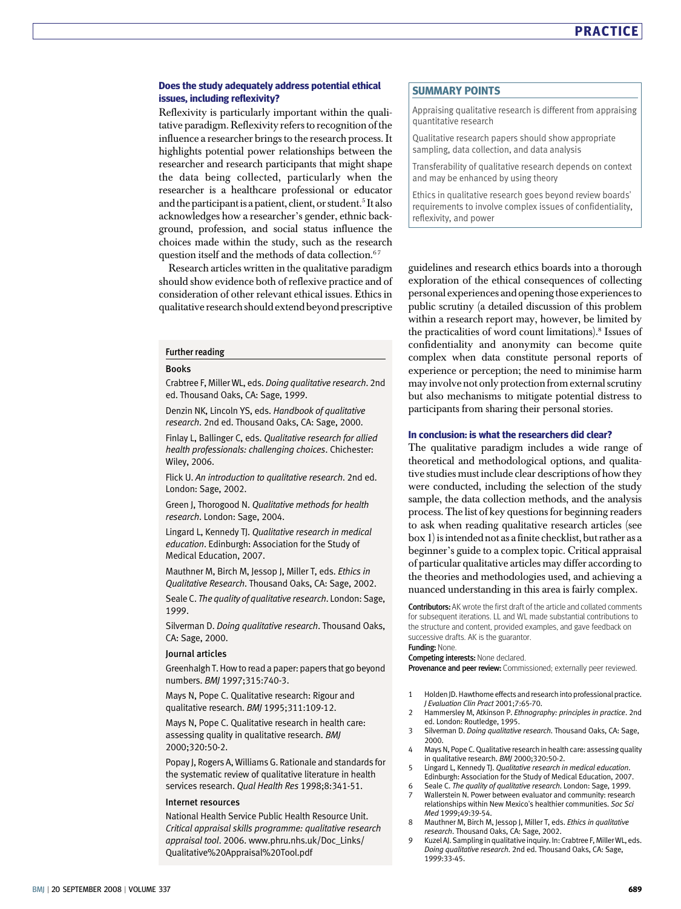### Does the study adequately address potential ethical issues, including reflexivity?

Reflexivity is particularly important within the qualitative paradigm. Reflexivity refers to recognition of the influence a researcher brings to the research process. It highlights potential power relationships between the researcher and research participants that might shape the data being collected, particularly when the researcher is a healthcare professional or educator and the participant is a patient, client, or student.[5] It also acknowledges how a researcher's gender, ethnic background, profession, and social status influence the choices made within the study, such as the research question itself and the methods of data collection.[6,7]

Research articles written in the qualitative paradigm should show evidence both of reflexive practice and of consideration of other relevant ethical issues. Ethics in qualitative research should extend beyond prescriptive guidelines and research ethics boards into a thorough exploration of the ethical consequences of collecting personal experiences and opening those experiences to public scrutiny (a detailed discussion of this problem within a research report may, however, be limited by the practicalities of word count limitations).[8] Issues of confidentiality and anonymity can become quite complex when data constitute personal reports of experience or perception; the need to minimise harm may involve not only protection from external scrutiny but also mechanisms to mitigate potential distress to participants from sharing their personal stories.

### In conclusion: is what the researchers did clear?

The qualitative paradigm includes a wide range of theoretical and methodological options, and qualitative studies must include clear descriptions of how they were conducted, including the selection of the study sample, the data collection methods, and the analysis process. The list of key questions for beginning readers to ask when reading qualitative research articles (see box 1) is intended not as a finite checklist, but rather as a beginner's guide to a complex topic. Critical appraisal of particular qualitative articles may differ according to the theories and methodologies used, and achieving a nuanced understanding in this area is fairly complex.

## SUMMARY POINTS

Appraising qualitative research is different from appraising quantitative research

Qualitative research papers should show appropriate sampling, data collection, and data analysis

Transferability of qualitative research depends on context and may be enhanced by using theory

Ethics in qualitative research goes beyond review boards' requirements to involve complex issues of confidentiality, reflexivity, and power

### Further reading

**Books**

Crabtree F, Miller WL, eds. *Doing qualitative research*. 2nd ed. Thousand Oaks, CA: Sage, 1999.

Denzin NK, Lincoln YS, eds. *Handbook of qualitative research*. 2nd ed. Thousand Oaks, CA: Sage, 2000.

Finlay L, Ballinger C, eds. *Qualitative research for allied health professionals: challenging choices*. Chichester: Wiley, 2006.

Flick U. *An introduction to qualitative research*. 2nd ed. London: Sage, 2002.

Green J, Thorogood N. *Qualitative methods for health research*. London: Sage, 2004.

Lingard L, Kennedy TJ. *Qualitative research in medical education*. Edinburgh: Association for the Study of Medical Education, 2007.

Mauthner M, Birch M, Jessop J, Miller T, eds. *Ethics in Qualitative Research*. Thousand Oaks, CA: Sage, 2002.

Seale C. *The quality of qualitative research*. London: Sage, 1999.

Silverman D. *Doing qualitative research*. Thousand Oaks, CA: Sage, 2000.

**Journal articles**

Greenhalgh T. How to read a paper: papers that go beyond numbers. *BMJ* 1997;315:740-3.

Mays N, Pope C. Qualitative research: Rigour and qualitative research. *BMJ* 1995;311:109-12.

Mays N, Pope C. Qualitative research in health care: assessing quality in qualitative research. *BMJ* 2000;320:50-2.

Popay J, Rogers A, Williams G. Rationale and standards for the systematic review of qualitative literature in health services research. *Qual Health Res* 1998;8:341-51.

**Internet resources**

National Health Service Public Health Resource Unit. *Critical appraisal skills programme: qualitative research appraisal tool*. 2006. www.phru.nhs.uk/Doc_Links/Qualitative%20Appraisal%20Tool.pdf

**Contributors:** AK wrote the first draft of the article and collated comments for subsequent iterations. LL and WL made substantial contributions to the structure and content, provided examples, and gave feedback on successive drafts. AK is the guarantor.

**Funding:** None.

**Competing interests:** None declared.

**Provenance and peer review:** Commissioned; externally peer reviewed.

1. Holden JD. Hawthorne effects and research into professional practice. *J Evaluation Clin Pract* 2001;7:65-70.
2. Hammersley M, Atkinson P. *Ethnography: principles in practice*. 2nd ed. London: Routledge, 1995.
3. Silverman D. *Doing qualitative research*. Thousand Oaks, CA: Sage, 2000.
4. Mays N, Pope C. Qualitative research in health care: assessing quality in qualitative research. *BMJ* 2000;320:50-2.
5. Lingard L, Kennedy TJ. *Qualitative research in medical education*. Edinburgh: Association for the Study of Medical Education, 2007.
6. Seale C. *The quality of qualitative research*. London: Sage, 1999.
7. Wallerstein N. Power between evaluator and community: research relationships within New Mexico's healthier communities. *Soc Sci Med* 1999;49:39-54.
8. Mauthner M, Birch M, Jessop J, Miller T, eds. *Ethics in qualitative research*. Thousand Oaks, CA: Sage, 2002.
9. Kuzel AJ. Sampling in qualitative inquiry. In: Crabtree F, Miller WL, eds. *Doing qualitative research*. 2nd ed. Thousand Oaks, CA: Sage, 1999:33-45.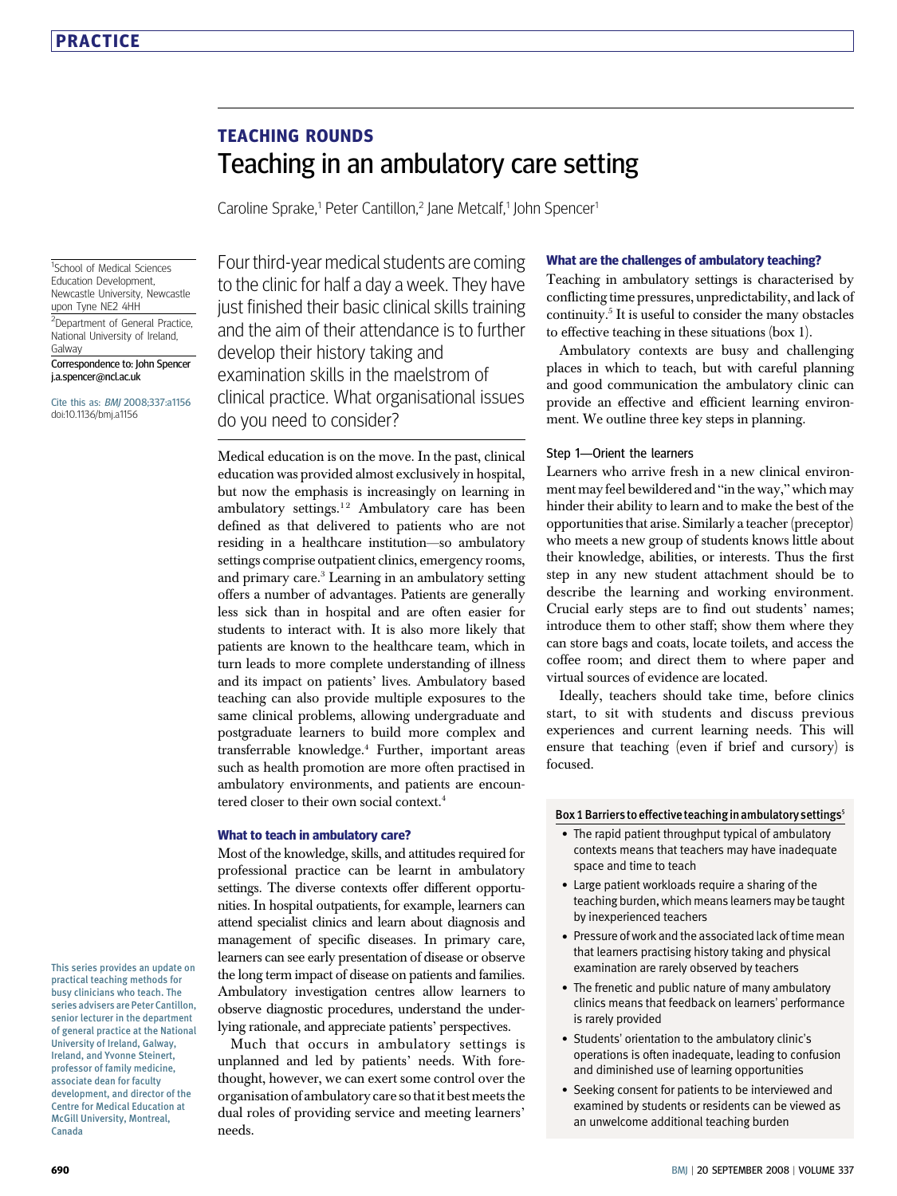PRACTICE

## TEACHING ROUNDS

# Teaching in an ambulatory care setting

Caroline Sprake,[1] Peter Cantillon,[2] Jane Metcalf,[1] John Spencer[1]

[1]School of Medical Sciences Education Development, Newcastle University, Newcastle upon Tyne NE2 4HH

[2]Department of General Practice, National University of Ireland, Galway

Correspondence to: John Spencer j.a.spencer@ncl.ac.uk

Cite this as: *BMJ* 2008;337:a1156
doi:10.1136/bmj.a1156

Four third-year medical students are coming to the clinic for half a day a week. They have just finished their basic clinical skills training and the aim of their attendance is to further develop their history taking and examination skills in the maelstrom of clinical practice. What organisational issues do you need to consider?

Medical education is on the move. In the past, clinical education was provided almost exclusively in hospital, but now the emphasis is increasingly on learning in ambulatory settings.[1 2] Ambulatory care has been defined as that delivered to patients who are not residing in a healthcare institution—so ambulatory settings comprise outpatient clinics, emergency rooms, and primary care.[3] Learning in an ambulatory setting offers a number of advantages. Patients are generally less sick than in hospital and are often easier for students to interact with. It is also more likely that patients are known to the healthcare team, which in turn leads to more complete understanding of illness and its impact on patients' lives. Ambulatory based teaching can also provide multiple exposures to the same clinical problems, allowing undergraduate and postgraduate learners to build more complex and transferrable knowledge.[4] Further, important areas such as health promotion are more often practised in ambulatory environments, and patients are encountered closer to their own social context.[4]

### What to teach in ambulatory care?

Most of the knowledge, skills, and attitudes required for professional practice can be learnt in ambulatory settings. The diverse contexts offer different opportunities. In hospital outpatients, for example, learners can attend specialist clinics and learn about diagnosis and management of specific diseases. In primary care, learners can see early presentation of disease or observe the long term impact of disease on patients and families. Ambulatory investigation centres allow learners to observe diagnostic procedures, understand the underlying rationale, and appreciate patients' perspectives.

Much that occurs in ambulatory settings is unplanned and led by patients' needs. With forethought, however, we can exert some control over the organisation of ambulatory care so that it best meets the dual roles of providing service and meeting learners' needs.

This series provides an update on practical teaching methods for busy clinicians who teach. The series advisers are Peter Cantillon, senior lecturer in the department of general practice at the National University of Ireland, Galway, Ireland, and Yvonne Steinert, professor of family medicine, associate dean for faculty development, and director of the Centre for Medical Education at McGill University, Montreal, Canada

### What are the challenges of ambulatory teaching?

Teaching in ambulatory settings is characterised by conflicting time pressures, unpredictability, and lack of continuity.[5] It is useful to consider the many obstacles to effective teaching in these situations (box 1).

Ambulatory contexts are busy and challenging places in which to teach, but with careful planning and good communication the ambulatory clinic can provide an effective and efficient learning environment. We outline three key steps in planning.

#### Step 1—Orient the learners

Learners who arrive fresh in a new clinical environment may feel bewildered and "in the way," which may hinder their ability to learn and to make the best of the opportunities that arise. Similarly a teacher (preceptor) who meets a new group of students knows little about their knowledge, abilities, or interests. Thus the first step in any new student attachment should be to describe the learning and working environment. Crucial early steps are to find out students' names; introduce them to other staff; show them where they can store bags and coats, locate toilets, and access the coffee room; and direct them to where paper and virtual sources of evidence are located.

Ideally, teachers should take time, before clinics start, to sit with students and discuss previous experiences and current learning needs. This will ensure that teaching (even if brief and cursory) is focused.

**Box 1 Barriers to effective teaching in ambulatory settings[5]**

- The rapid patient throughput typical of ambulatory contexts means that teachers may have inadequate space and time to teach
- Large patient workloads require a sharing of the teaching burden, which means learners may be taught by inexperienced teachers
- Pressure of work and the associated lack of time mean that learners practising history taking and physical examination are rarely observed by teachers
- The frenetic and public nature of many ambulatory clinics means that feedback on learners' performance is rarely provided
- Students' orientation to the ambulatory clinic's operations is often inadequate, leading to confusion and diminished use of learning opportunities
- Seeking consent for patients to be interviewed and examined by students or residents can be viewed as an unwelcome additional teaching burden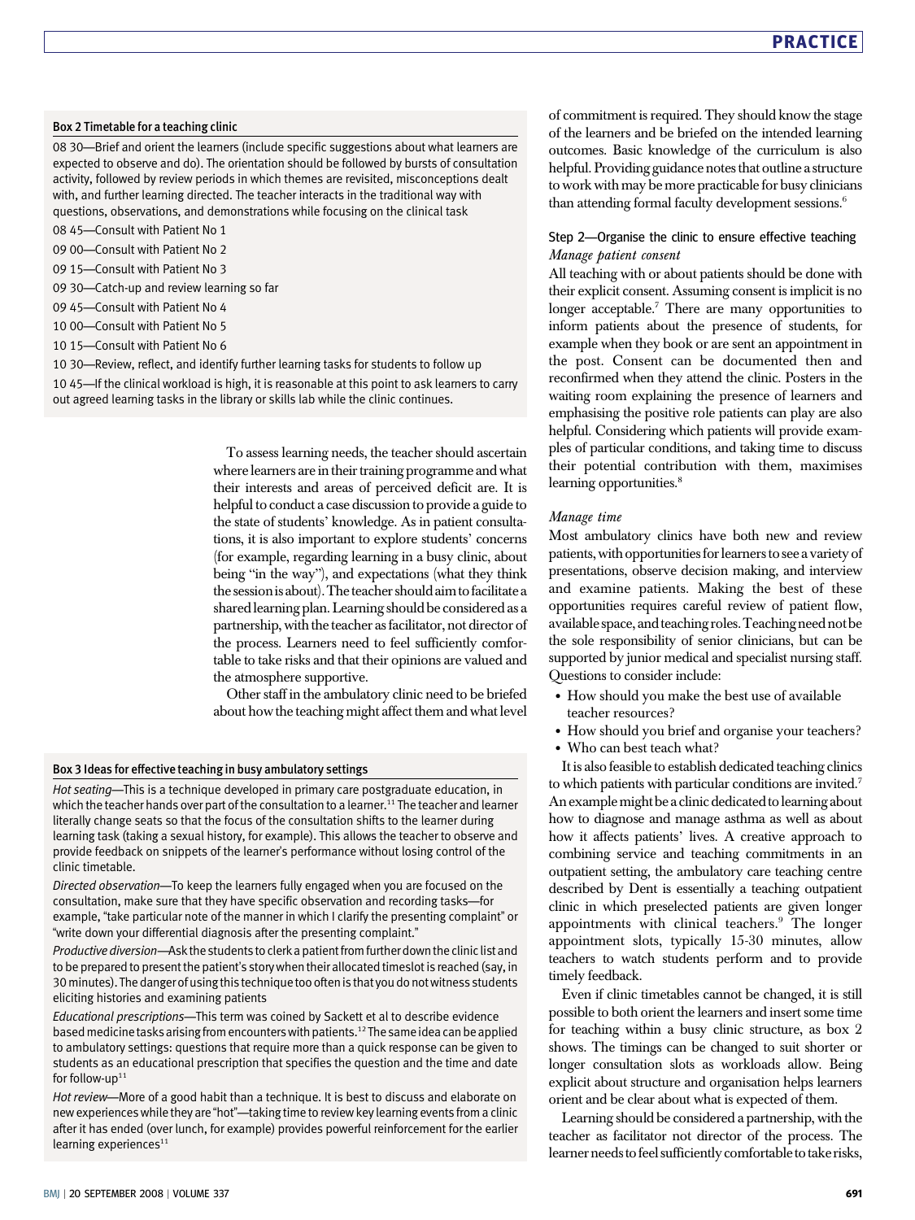### Box 2 Timetable for a teaching clinic

08 30—Brief and orient the learners (include specific suggestions about what learners are expected to observe and do). The orientation should be followed by bursts of consultation activity, followed by review periods in which themes are revisited, misconceptions dealt with, and further learning directed. The teacher interacts in the traditional way with questions, observations, and demonstrations while focusing on the clinical task

08 45—Consult with Patient No 1

09 00—Consult with Patient No 2

09 15—Consult with Patient No 3

09 30—Catch-up and review learning so far

09 45—Consult with Patient No 4

10 00—Consult with Patient No 5

10 15—Consult with Patient No 6

10 30—Review, reflect, and identify further learning tasks for students to follow up

10 45—If the clinical workload is high, it is reasonable at this point to ask learners to carry out agreed learning tasks in the library or skills lab while the clinic continues.

To assess learning needs, the teacher should ascertain where learners are in their training programme and what their interests and areas of perceived deficit are. It is helpful to conduct a case discussion to provide a guide to the state of students' knowledge. As in patient consultations, it is also important to explore students' concerns (for example, regarding learning in a busy clinic, about being "in the way"), and expectations (what they think the session is about). The teacher should aim to facilitate a shared learning plan. Learning should be considered as a partnership, with the teacher as facilitator, not director of the process. Learners need to feel sufficiently comfortable to take risks and that their opinions are valued and the atmosphere supportive.

Other staff in the ambulatory clinic need to be briefed about how the teaching might affect them and what level of commitment is required. They should know the stage of the learners and be briefed on the intended learning outcomes. Basic knowledge of the curriculum is also helpful. Providing guidance notes that outline a structure to work with may be more practicable for busy clinicians than attending formal faculty development sessions.[6]

### Box 3 Ideas for effective teaching in busy ambulatory settings

*Hot seating*—This is a technique developed in primary care postgraduate education, in which the teacher hands over part of the consultation to a learner.[11] The teacher and learner literally change seats so that the focus of the consultation shifts to the learner during learning task (taking a sexual history, for example). This allows the teacher to observe and provide feedback on snippets of the learner's performance without losing control of the clinic timetable.

*Directed observation*—To keep the learners fully engaged when you are focused on the consultation, make sure that they have specific observation and recording tasks—for example, "take particular note of the manner in which I clarify the presenting complaint" or "write down your differential diagnosis after the presenting complaint."

*Productive diversion*—Ask the students to clerk a patient from further down the clinic list and to be prepared to present the patient's story when their allocated timeslot is reached (say, in 30 minutes). The danger of using this technique too often is that you do not witness students eliciting histories and examining patients

*Educational prescriptions*—This term was coined by Sackett et al to describe evidence based medicine tasks arising from encounters with patients.[12] The same idea can be applied to ambulatory settings: questions that require more than a quick response can be given to students as an educational prescription that specifies the question and the time and date for follow-up[11]

*Hot review*—More of a good habit than a technique. It is best to discuss and elaborate on new experiences while they are "hot"—taking time to review key learning events from a clinic after it has ended (over lunch, for example) provides powerful reinforcement for the earlier learning experiences[11]

## Step 2—Organise the clinic to ensure effective teaching

*Manage patient consent*

All teaching with or about patients should be done with their explicit consent. Assuming consent is implicit is no longer acceptable.[7] There are many opportunities to inform patients about the presence of students, for example when they book or are sent an appointment in the post. Consent can be documented then and reconfirmed when they attend the clinic. Posters in the waiting room explaining the presence of learners and emphasising the positive role patients can play are also helpful. Considering which patients will provide examples of particular conditions, and taking time to discuss their potential contribution with them, maximises learning opportunities.[8]

*Manage time*

Most ambulatory clinics have both new and review patients, with opportunities for learners to see a variety of presentations, observe decision making, and interview and examine patients. Making the best of these opportunities requires careful review of patient flow, available space, and teaching roles. Teaching need not be the sole responsibility of senior clinicians, but can be supported by junior medical and specialist nursing staff. Questions to consider include:

- How should you make the best use of available teacher resources?
- How should you brief and organise your teachers?
- Who can best teach what?

It is also feasible to establish dedicated teaching clinics to which patients with particular conditions are invited.[7] An example might be a clinic dedicated to learning about how to diagnose and manage asthma as well as about how it affects patients' lives. A creative approach to combining service and teaching commitments in an outpatient setting, the ambulatory care teaching centre described by Dent is essentially a teaching outpatient clinic in which preselected patients are given longer appointments with clinical teachers.[9] The longer appointment slots, typically 15-30 minutes, allow teachers to watch students perform and to provide timely feedback.

Even if clinic timetables cannot be changed, it is still possible to both orient the learners and insert some time for teaching within a busy clinic structure, as box 2 shows. The timings can be changed to suit shorter or longer consultation slots as workloads allow. Being explicit about structure and organisation helps learners orient and be clear about what is expected of them.

Learning should be considered a partnership, with the teacher as facilitator not director of the process. The learner needs to feel sufficiently comfortable to take risks,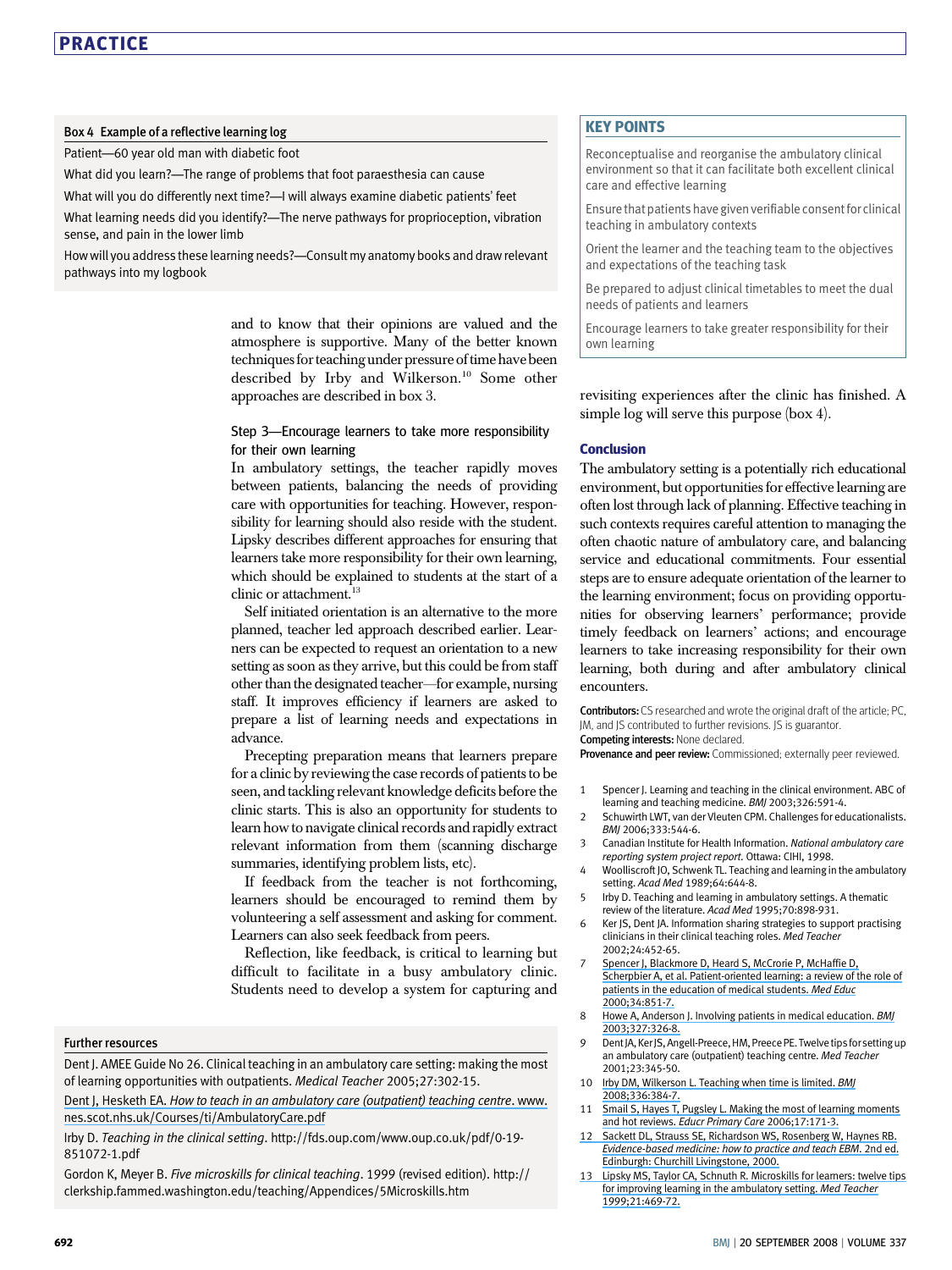### Box 4 Example of a reflective learning log

Patient—60 year old man with diabetic foot

What did you learn?—The range of problems that foot paraesthesia can cause

What will you do differently next time?—I will always examine diabetic patients' feet

What learning needs did you identify?—The nerve pathways for proprioception, vibration sense, and pain in the lower limb

How will you address these learning needs?—Consult my anatomy books and draw relevant pathways into my logbook

and to know that their opinions are valued and the atmosphere is supportive. Many of the better known techniques for teaching under pressure of time have been described by Irby and Wilkerson.[10] Some other approaches are described in box 3.

### Step 3—Encourage learners to take more responsibility for their own learning

In ambulatory settings, the teacher rapidly moves between patients, balancing the needs of providing care with opportunities for teaching. However, responsibility for learning should also reside with the student. Lipsky describes different approaches for ensuring that learners take more responsibility for their own learning, which should be explained to students at the start of a clinic or attachment.[13]

Self initiated orientation is an alternative to the more planned, teacher led approach described earlier. Learners can be expected to request an orientation to a new setting as soon as they arrive, but this could be from staff other than the designated teacher—for example, nursing staff. It improves efficiency if learners are asked to prepare a list of learning needs and expectations in advance.

Precepting preparation means that learners prepare for a clinic by reviewing the case records of patients to be seen, and tackling relevant knowledge deficits before the clinic starts. This is also an opportunity for students to learn how to navigate clinical records and rapidly extract relevant information from them (scanning discharge summaries, identifying problem lists, etc).

If feedback from the teacher is not forthcoming, learners should be encouraged to remind them by volunteering a self assessment and asking for comment. Learners can also seek feedback from peers.

Reflection, like feedback, is critical to learning but difficult to facilitate in a busy ambulatory clinic. Students need to develop a system for capturing and revisiting experiences after the clinic has finished. A simple log will serve this purpose (box 4).

### KEY POINTS

Reconceptualise and reorganise the ambulatory clinical environment so that it can facilitate both excellent clinical care and effective learning

Ensure that patients have given verifiable consent for clinical teaching in ambulatory contexts

Orient the learner and the teaching team to the objectives and expectations of the teaching task

Be prepared to adjust clinical timetables to meet the dual needs of patients and learners

Encourage learners to take greater responsibility for their own learning

## Conclusion

The ambulatory setting is a potentially rich educational environment, but opportunities for effective learning are often lost through lack of planning. Effective teaching in such contexts requires careful attention to managing the often chaotic nature of ambulatory care, and balancing service and educational commitments. Four essential steps are to ensure adequate orientation of the learner to the learning environment; focus on providing opportunities for observing learners' performance; provide timely feedback on learners' actions; and encourage learners to take increasing responsibility for their own learning, both during and after ambulatory clinical encounters.

**Contributors:** CS researched and wrote the original draft of the article; PC, JM, and JS contributed to further revisions. JS is guarantor.
**Competing interests:** None declared.
**Provenance and peer review:** Commissioned; externally peer reviewed.

### Further resources

Dent J. AMEE Guide No 26. Clinical teaching in an ambulatory care setting: making the most of learning opportunities with outpatients. *Medical Teacher* 2005;27:302-15.

Dent J, Hesketh EA. *How to teach in an ambulatory care (outpatient) teaching centre*. www.nes.scot.nhs.uk/Courses/ti/AmbulatoryCare.pdf

Irby D. *Teaching in the clinical setting*. http://fds.oup.com/www.oup.co.uk/pdf/0-19-851072-1.pdf

Gordon K, Meyer B. *Five microskills for clinical teaching*. 1999 (revised edition). http://clerkship.fammed.washington.edu/teaching/Appendices/5Microskills.htm

1. Spencer J. Learning and teaching in the clinical environment. ABC of learning and teaching medicine. *BMJ* 2003;326:591-4.
2. Schuwirth LWT, van der Vleuten CPM. Challenges for educationalists. *BMJ* 2006;333:544-6.
3. Canadian Institute for Health Information. *National ambulatory care reporting system project report*. Ottawa: CIHI, 1998.
4. Woolliscroft JO, Schwenk TL. Teaching and learning in the ambulatory setting. *Acad Med* 1989;64:644-8.
5. Irby D. Teaching and learning in ambulatory settings. A thematic review of the literature. *Acad Med* 1995;70:898-931.
6. Ker JS, Dent JA. Information sharing strategies to support practising clinicians in their clinical teaching roles. *Med Teacher* 2002;24:452-65.
7. Spencer J, Blackmore D, Heard S, McCrorie P, McHaffie D, Scherpbier A, et al. Patient-oriented learning: a review of the role of patients in the education of medical students. *Med Educ* 2000;34:851-7.
8. Howe A, Anderson J. Involving patients in medical education. *BMJ* 2003;327:326-8.
9. Dent JA, Ker JS, Angell-Preece, HM, Preece PE. Twelve tips for setting up an ambulatory care (outpatient) teaching centre. *Med Teacher* 2001;23:345-50.
10. Irby DM, Wilkerson L. Teaching when time is limited. *BMJ* 2008;336:384-7.
11. Smail S, Hayes T, Pugsley L. Making the most of learning moments and hot reviews. *Educr Primary Care* 2006;17:171-3.
12. Sackett DL, Strauss SE, Richardson WS, Rosenberg W, Haynes RB. *Evidence-based medicine: how to practice and teach EBM*. 2nd ed. Edinburgh: Churchill Livingstone, 2000.
13. Lipsky MS, Taylor CA, Schnuth R. Microskills for learners: twelve tips for improving learning in the ambulatory setting. *Med Teacher* 1999;21:469-72.